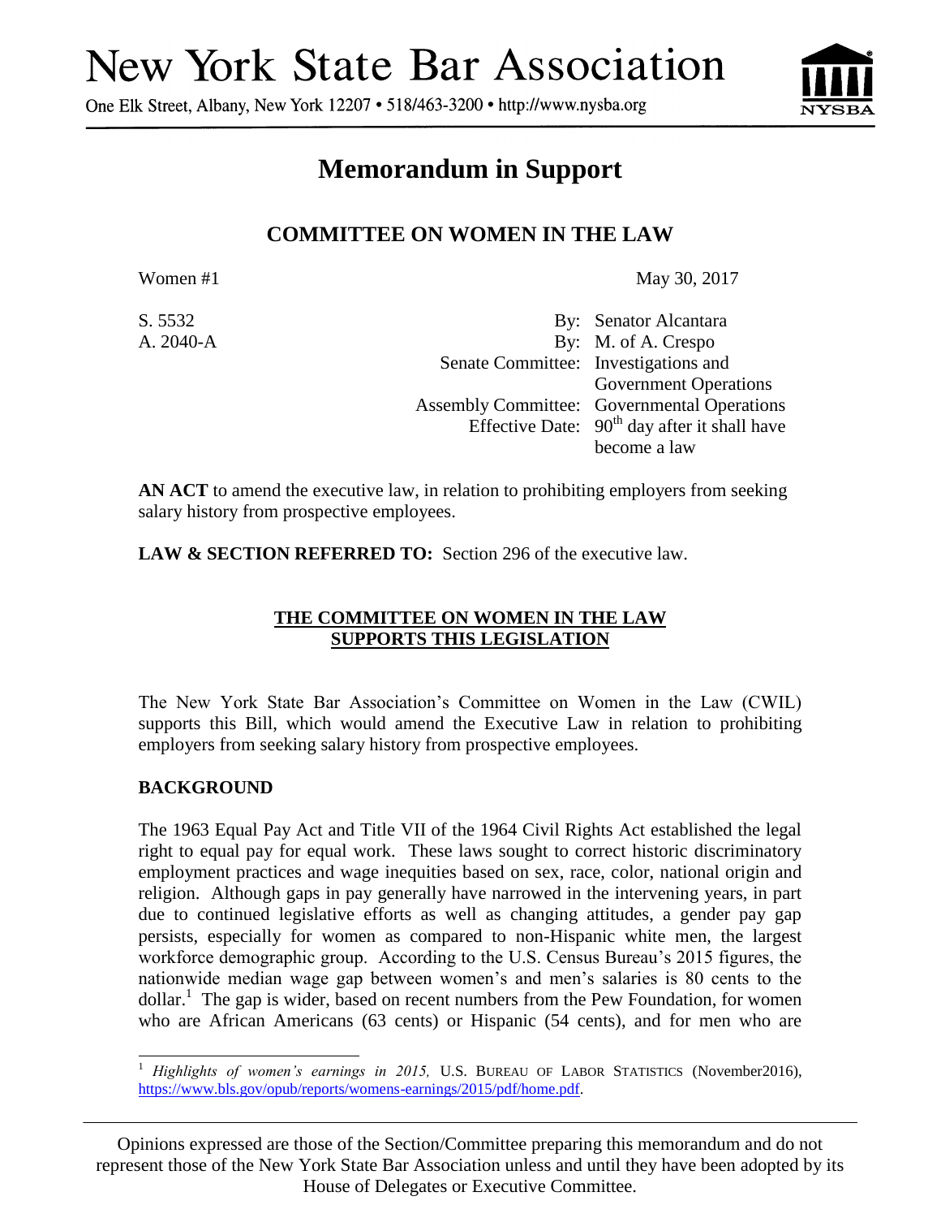# New York State Bar Association

One Elk Street, Albany, New York 12207 • 518/463-3200 • http://www.nysba.org

## Memorandum in Support

### COMMITTEE ON WOMEN IN THE LAW

Women #1 May 30, 2017

S. 5532 By: Senator Alcantara
A. 2040-A By: M. of A. Crespo
Senate Committee: Investigations and Government Operations
Assembly Committee: Governmental Operations
Effective Date: 90th day after it shall have become a law

**AN ACT** to amend the executive law, in relation to prohibiting employers from seeking salary history from prospective employees.

**LAW & SECTION REFERRED TO:** Section 296 of the executive law.

**THE COMMITTEE ON WOMEN IN THE LAW SUPPORTS THIS LEGISLATION**

The New York State Bar Association's Committee on Women in the Law (CWIL) supports this Bill, which would amend the Executive Law in relation to prohibiting employers from seeking salary history from prospective employees.

**BACKGROUND**

The 1963 Equal Pay Act and Title VII of the 1964 Civil Rights Act established the legal right to equal pay for equal work. These laws sought to correct historic discriminatory employment practices and wage inequities based on sex, race, color, national origin and religion. Although gaps in pay generally have narrowed in the intervening years, in part due to continued legislative efforts as well as changing attitudes, a gender pay gap persists, especially for women as compared to non-Hispanic white men, the largest workforce demographic group. According to the U.S. Census Bureau's 2015 figures, the nationwide median wage gap between women's and men's salaries is 80 cents to the dollar.[1] The gap is wider, based on recent numbers from the Pew Foundation, for women who are African Americans (63 cents) or Hispanic (54 cents), and for men who are

[1] *Highlights of women's earnings in 2015,* U.S. Bureau of Labor Statistics (November2016), https://www.bls.gov/opub/reports/womens-earnings/2015/pdf/home.pdf.

Opinions expressed are those of the Section/Committee preparing this memorandum and do not represent those of the New York State Bar Association unless and until they have been adopted by its House of Delegates or Executive Committee.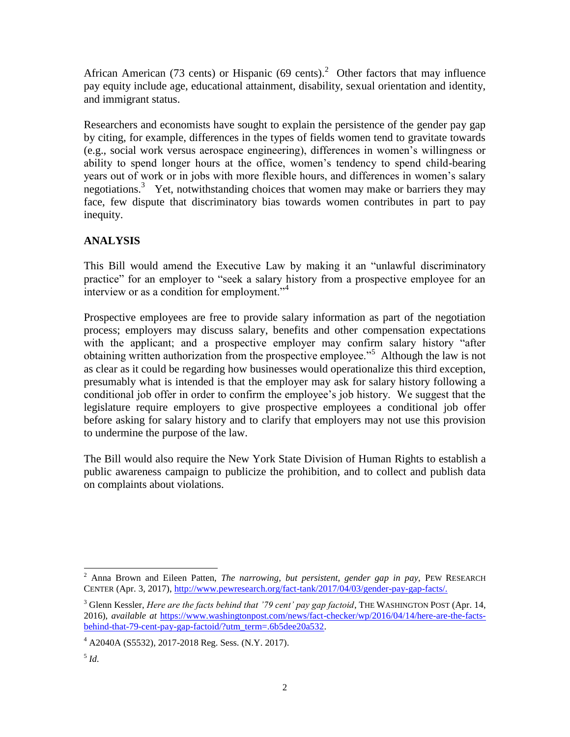African American (73 cents) or Hispanic (69 cents).[2] Other factors that may influence pay equity include age, educational attainment, disability, sexual orientation and identity, and immigrant status.

Researchers and economists have sought to explain the persistence of the gender pay gap by citing, for example, differences in the types of fields women tend to gravitate towards (e.g., social work versus aerospace engineering), differences in women's willingness or ability to spend longer hours at the office, women's tendency to spend child-bearing years out of work or in jobs with more flexible hours, and differences in women's salary negotiations.[3] Yet, notwithstanding choices that women may make or barriers they may face, few dispute that discriminatory bias towards women contributes in part to pay inequity.

## ANALYSIS

This Bill would amend the Executive Law by making it an "unlawful discriminatory practice" for an employer to "seek a salary history from a prospective employee for an interview or as a condition for employment."[4]

Prospective employees are free to provide salary information as part of the negotiation process; employers may discuss salary, benefits and other compensation expectations with the applicant; and a prospective employer may confirm salary history "after obtaining written authorization from the prospective employee."[5] Although the law is not as clear as it could be regarding how businesses would operationalize this third exception, presumably what is intended is that the employer may ask for salary history following a conditional job offer in order to confirm the employee's job history. We suggest that the legislature require employers to give prospective employees a conditional job offer before asking for salary history and to clarify that employers may not use this provision to undermine the purpose of the law.

The Bill would also require the New York State Division of Human Rights to establish a public awareness campaign to publicize the prohibition, and to collect and publish data on complaints about violations.

---

[2] Anna Brown and Eileen Patten, *The narrowing, but persistent, gender gap in pay*, PEW RESEARCH CENTER (Apr. 3, 2017), http://www.pewresearch.org/fact-tank/2017/04/03/gender-pay-gap-facts/.

[3] Glenn Kessler, *Here are the facts behind that '79 cent' pay gap factoid*, THE WASHINGTON POST (Apr. 14, 2016), *available at* https://www.washingtonpost.com/news/fact-checker/wp/2016/04/14/here-are-the-facts-behind-that-79-cent-pay-gap-factoid/?utm_term=.6b5dee20a532.

[4] A2040A (S5532), 2017-2018 Reg. Sess. (N.Y. 2017).

[5] *Id.*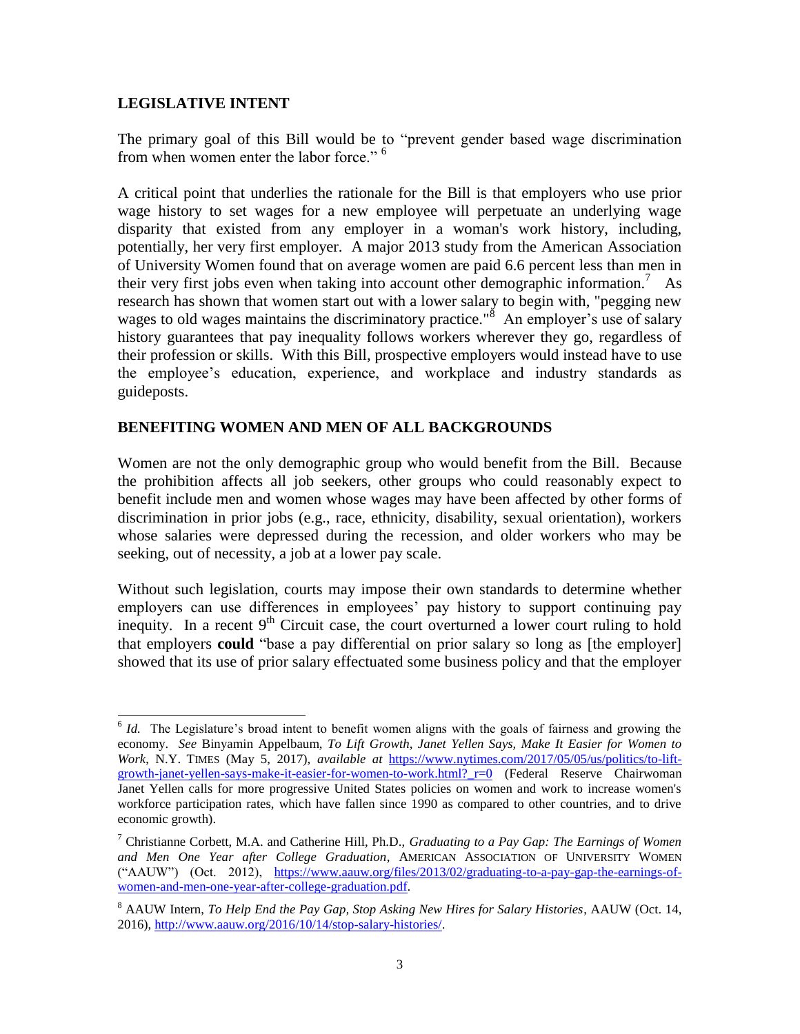## LEGISLATIVE INTENT

The primary goal of this Bill would be to "prevent gender based wage discrimination from when women enter the labor force." [6]

A critical point that underlies the rationale for the Bill is that employers who use prior wage history to set wages for a new employee will perpetuate an underlying wage disparity that existed from any employer in a woman's work history, including, potentially, her very first employer. A major 2013 study from the American Association of University Women found that on average women are paid 6.6 percent less than men in their very first jobs even when taking into account other demographic information.[7] As research has shown that women start out with a lower salary to begin with, "pegging new wages to old wages maintains the discriminatory practice."[8] An employer's use of salary history guarantees that pay inequality follows workers wherever they go, regardless of their profession or skills. With this Bill, prospective employers would instead have to use the employee's education, experience, and workplace and industry standards as guideposts.

## BENEFITING WOMEN AND MEN OF ALL BACKGROUNDS

Women are not the only demographic group who would benefit from the Bill. Because the prohibition affects all job seekers, other groups who could reasonably expect to benefit include men and women whose wages may have been affected by other forms of discrimination in prior jobs (e.g., race, ethnicity, disability, sexual orientation), workers whose salaries were depressed during the recession, and older workers who may be seeking, out of necessity, a job at a lower pay scale.

Without such legislation, courts may impose their own standards to determine whether employers can use differences in employees' pay history to support continuing pay inequity. In a recent 9th Circuit case, the court overturned a lower court ruling to hold that employers **could** "base a pay differential on prior salary so long as [the employer] showed that its use of prior salary effectuated some business policy and that the employer

---

[6] *Id.* The Legislature's broad intent to benefit women aligns with the goals of fairness and growing the economy. *See* Binyamin Appelbaum, *To Lift Growth, Janet Yellen Says, Make It Easier for Women to Work*, N.Y. TIMES (May 5, 2017), *available at* https://www.nytimes.com/2017/05/05/us/politics/to-lift-growth-janet-yellen-says-make-it-easier-for-women-to-work.html?_r=0 (Federal Reserve Chairwoman Janet Yellen calls for more progressive United States policies on women and work to increase women's workforce participation rates, which have fallen since 1990 as compared to other countries, and to drive economic growth).

[7] Christianne Corbett, M.A. and Catherine Hill, Ph.D., *Graduating to a Pay Gap: The Earnings of Women and Men One Year after College Graduation*, AMERICAN ASSOCIATION OF UNIVERSITY WOMEN ("AAUW") (Oct. 2012), https://www.aauw.org/files/2013/02/graduating-to-a-pay-gap-the-earnings-of-women-and-men-one-year-after-college-graduation.pdf.

[8] AAUW Intern, *To Help End the Pay Gap, Stop Asking New Hires for Salary Histories*, AAUW (Oct. 14, 2016), http://www.aauw.org/2016/10/14/stop-salary-histories/.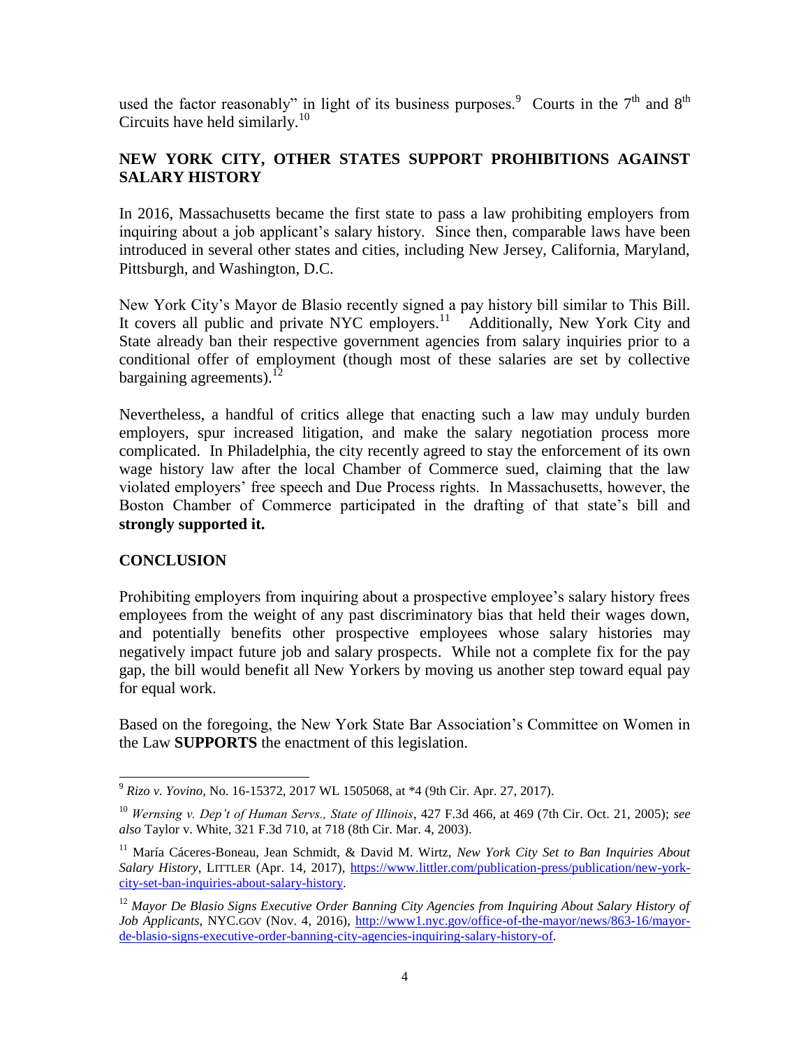used the factor reasonably" in light of its business purposes.[9] Courts in the 7th and 8th Circuits have held similarly.[10]

## NEW YORK CITY, OTHER STATES SUPPORT PROHIBITIONS AGAINST SALARY HISTORY

In 2016, Massachusetts became the first state to pass a law prohibiting employers from inquiring about a job applicant's salary history. Since then, comparable laws have been introduced in several other states and cities, including New Jersey, California, Maryland, Pittsburgh, and Washington, D.C.

New York City's Mayor de Blasio recently signed a pay history bill similar to This Bill. It covers all public and private NYC employers.[11] Additionally, New York City and State already ban their respective government agencies from salary inquiries prior to a conditional offer of employment (though most of these salaries are set by collective bargaining agreements).[12]

Nevertheless, a handful of critics allege that enacting such a law may unduly burden employers, spur increased litigation, and make the salary negotiation process more complicated. In Philadelphia, the city recently agreed to stay the enforcement of its own wage history law after the local Chamber of Commerce sued, claiming that the law violated employers' free speech and Due Process rights. In Massachusetts, however, the Boston Chamber of Commerce participated in the drafting of that state's bill and **strongly supported it.**

## CONCLUSION

Prohibiting employers from inquiring about a prospective employee's salary history frees employees from the weight of any past discriminatory bias that held their wages down, and potentially benefits other prospective employees whose salary histories may negatively impact future job and salary prospects. While not a complete fix for the pay gap, the bill would benefit all New Yorkers by moving us another step toward equal pay for equal work.

Based on the foregoing, the New York State Bar Association's Committee on Women in the Law **SUPPORTS** the enactment of this legislation.

---

[9] *Rizo v. Yovino*, No. 16-15372, 2017 WL 1505068, at *4 (9th Cir. Apr. 27, 2017).

[10] *Wernsing v. Dep't of Human Servs., State of Illinois*, 427 F.3d 466, at 469 (7th Cir. Oct. 21, 2005); *see also* Taylor v. White, 321 F.3d 710, at 718 (8th Cir. Mar. 4, 2003).

[11] María Cáceres-Boneau, Jean Schmidt, & David M. Wirtz, *New York City Set to Ban Inquiries About Salary History*, LITTLER (Apr. 14, 2017), https://www.littler.com/publication-press/publication/new-york-city-set-ban-inquiries-about-salary-history.

[12] *Mayor De Blasio Signs Executive Order Banning City Agencies from Inquiring About Salary History of Job Applicants*, NYC.GOV (Nov. 4, 2016), http://www1.nyc.gov/office-of-the-mayor/news/863-16/mayor-de-blasio-signs-executive-order-banning-city-agencies-inquiring-salary-history-of.